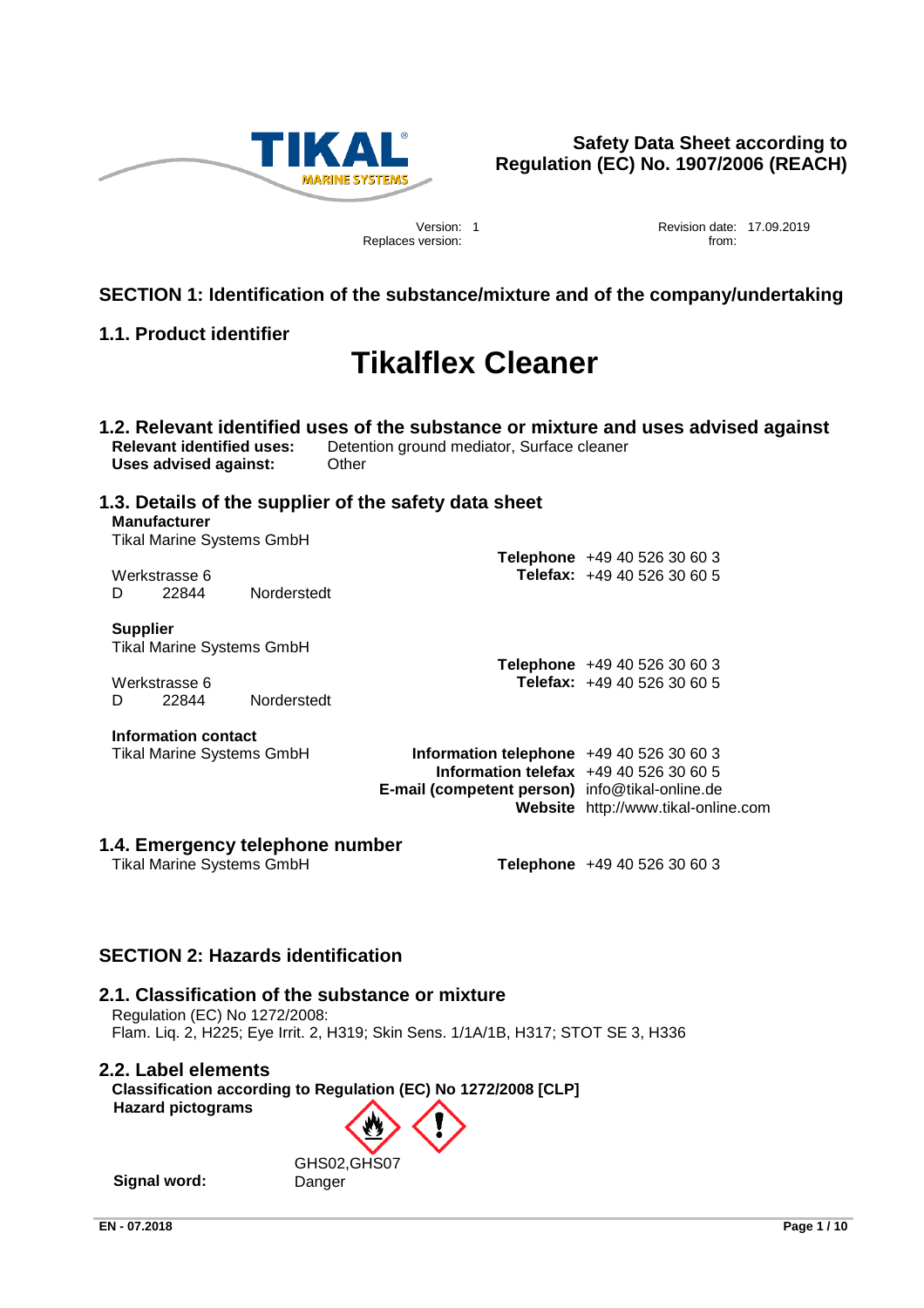**Safety Data Sheet according to Regulation (EC) No. 1907/2006 (REACH)**

Version: 1
Replaces version:

Revision date: 17.09.2019
from:

## SECTION 1: Identification of the substance/mixture and of the company/undertaking

### 1.1. Product identifier

# Tikalflex Cleaner

### 1.2. Relevant identified uses of the substance or mixture and uses advised against

**Relevant identified uses:** Detention ground mediator, Surface cleaner
**Uses advised against:** Other

### 1.3. Details of the supplier of the safety data sheet

**Manufacturer**
Tikal Marine Systems GmbH
Werkstrasse 6
D 22844 Norderstedt

**Telephone** +49 40 526 30 60 3
**Telefax:** +49 40 526 30 60 5

**Supplier**
Tikal Marine Systems GmbH
Werkstrasse 6
D 22844 Norderstedt

**Telephone** +49 40 526 30 60 3
**Telefax:** +49 40 526 30 60 5

**Information contact**
Tikal Marine Systems GmbH

**Information telephone** +49 40 526 30 60 3
**Information telefax** +49 40 526 30 60 5
**E-mail (competent person)** info@tikal-online.de
**Website** http://www.tikal-online.com

### 1.4. Emergency telephone number

Tikal Marine Systems GmbH
**Telephone** +49 40 526 30 60 3

## SECTION 2: Hazards identification

### 2.1. Classification of the substance or mixture

Regulation (EC) No 1272/2008:
Flam. Liq. 2, H225; Eye Irrit. 2, H319; Skin Sens. 1/1A/1B, H317; STOT SE 3, H336

### 2.2. Label elements

**Classification according to Regulation (EC) No 1272/2008 [CLP]**
**Hazard pictograms**

GHS02,GHS07

**Signal word:** Danger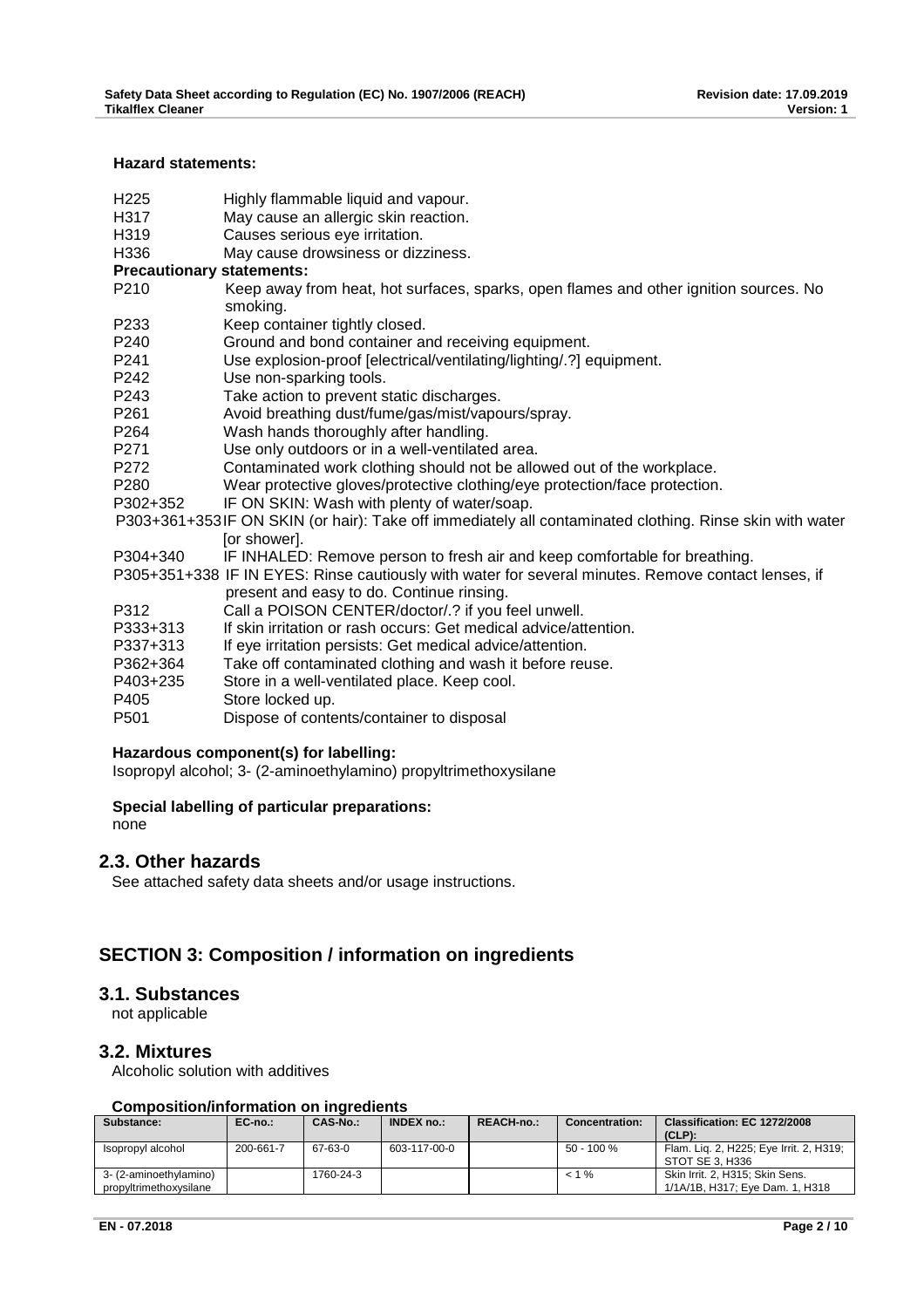**Hazard statements:**

| | |
|---|---|
| H225 | Highly flammable liquid and vapour. |
| H317 | May cause an allergic skin reaction. |
| H319 | Causes serious eye irritation. |
| H336 | May cause drowsiness or dizziness. |

**Precautionary statements:**

| | |
|---|---|
| P210 | Keep away from heat, hot surfaces, sparks, open flames and other ignition sources. No smoking. |
| P233 | Keep container tightly closed. |
| P240 | Ground and bond container and receiving equipment. |
| P241 | Use explosion-proof [electrical/ventilating/lighting/.?] equipment. |
| P242 | Use non-sparking tools. |
| P243 | Take action to prevent static discharges. |
| P261 | Avoid breathing dust/fume/gas/mist/vapours/spray. |
| P264 | Wash hands thoroughly after handling. |
| P271 | Use only outdoors or in a well-ventilated area. |
| P272 | Contaminated work clothing should not be allowed out of the workplace. |
| P280 | Wear protective gloves/protective clothing/eye protection/face protection. |
| P302+352 | IF ON SKIN: Wash with plenty of water/soap. |
| P303+361+353 | IF ON SKIN (or hair): Take off immediately all contaminated clothing. Rinse skin with water [or shower]. |
| P304+340 | IF INHALED: Remove person to fresh air and keep comfortable for breathing. |
| P305+351+338 | IF IN EYES: Rinse cautiously with water for several minutes. Remove contact lenses, if present and easy to do. Continue rinsing. |
| P312 | Call a POISON CENTER/doctor/.? if you feel unwell. |
| P333+313 | If skin irritation or rash occurs: Get medical advice/attention. |
| P337+313 | If eye irritation persists: Get medical advice/attention. |
| P362+364 | Take off contaminated clothing and wash it before reuse. |
| P403+235 | Store in a well-ventilated place. Keep cool. |
| P405 | Store locked up. |
| P501 | Dispose of contents/container to disposal |

**Hazardous component(s) for labelling:**

Isopropyl alcohol; 3- (2-aminoethylamino) propyltrimethoxysilane

**Special labelling of particular preparations:**

none

## 2.3. Other hazards

See attached safety data sheets and/or usage instructions.

# SECTION 3: Composition / information on ingredients

## 3.1. Substances

not applicable

## 3.2. Mixtures

Alcoholic solution with additives

**Composition/information on ingredients**

| Substance: | EC-no.: | CAS-No.: | INDEX no.: | REACH-no.: | Concentration: | Classification: EC 1272/2008 (CLP): |
|---|---|---|---|---|---|---|
| Isopropyl alcohol | 200-661-7 | 67-63-0 | 603-117-00-0 | | 50 - 100 % | Flam. Liq. 2, H225; Eye Irrit. 2, H319; STOT SE 3, H336 |
| 3- (2-aminoethylamino) propyltrimethoxysilane | | 1760-24-3 | | | < 1 % | Skin Irrit. 2, H315; Skin Sens. 1/1A/1B, H317; Eye Dam. 1, H318 |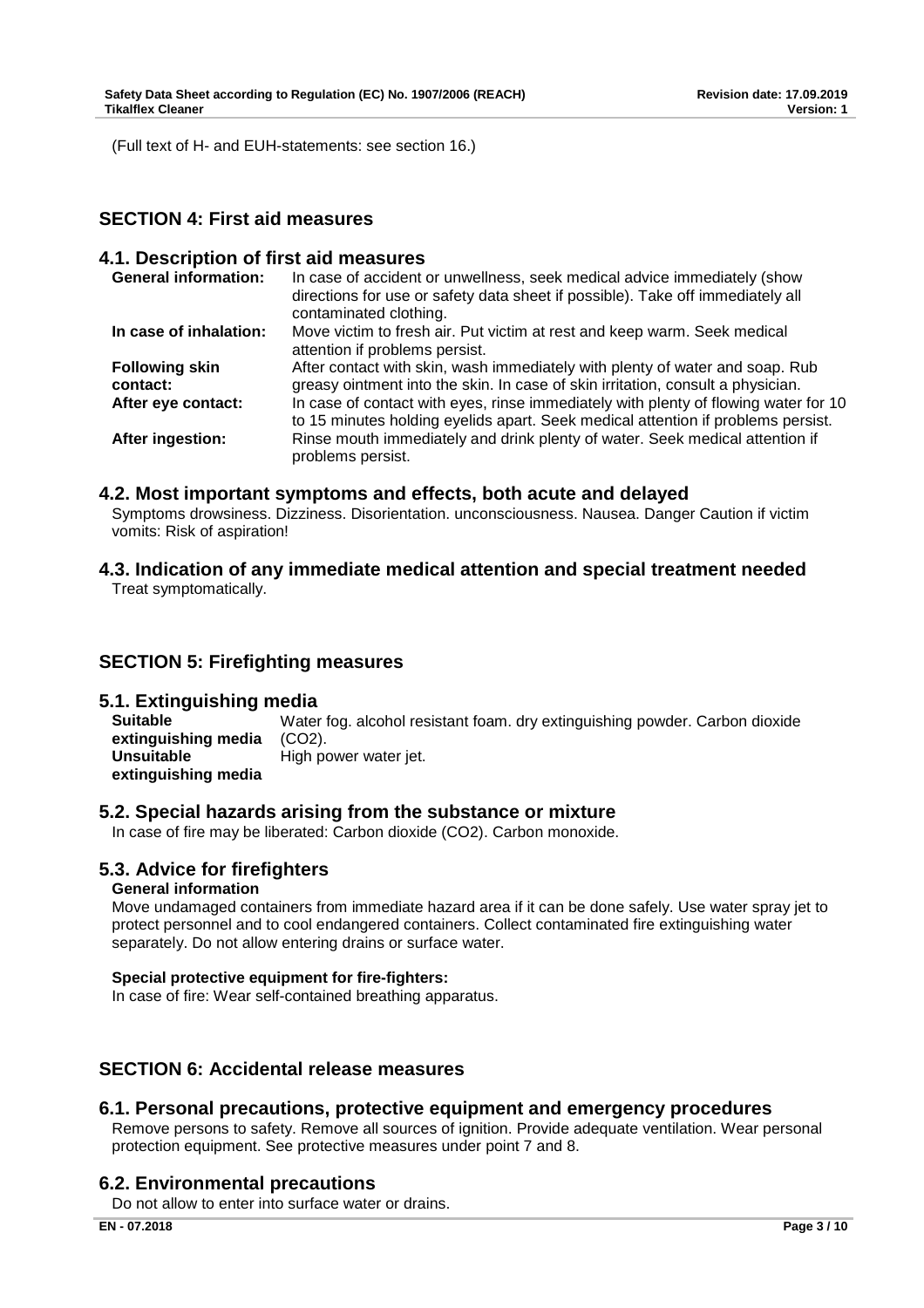(Full text of H- and EUH-statements: see section 16.)

## SECTION 4: First aid measures

### 4.1. Description of first aid measures

**General information:** In case of accident or unwellness, seek medical advice immediately (show directions for use or safety data sheet if possible). Take off immediately all contaminated clothing.

**In case of inhalation:** Move victim to fresh air. Put victim at rest and keep warm. Seek medical attention if problems persist.

**Following skin contact:** After contact with skin, wash immediately with plenty of water and soap. Rub greasy ointment into the skin. In case of skin irritation, consult a physician.

**After eye contact:** In case of contact with eyes, rinse immediately with plenty of flowing water for 10 to 15 minutes holding eyelids apart. Seek medical attention if problems persist.

**After ingestion:** Rinse mouth immediately and drink plenty of water. Seek medical attention if problems persist.

### 4.2. Most important symptoms and effects, both acute and delayed

Symptoms drowsiness. Dizziness. Disorientation. unconsciousness. Nausea. Danger Caution if victim vomits: Risk of aspiration!

### 4.3. Indication of any immediate medical attention and special treatment needed

Treat symptomatically.

## SECTION 5: Firefighting measures

### 5.1. Extinguishing media

**Suitable extinguishing media** Water fog. alcohol resistant foam. dry extinguishing powder. Carbon dioxide ($CO_2$).

**Unsuitable extinguishing media** High power water jet.

### 5.2. Special hazards arising from the substance or mixture

In case of fire may be liberated: Carbon dioxide ($CO_2$). Carbon monoxide.

### 5.3. Advice for firefighters

**General information**

Move undamaged containers from immediate hazard area if it can be done safely. Use water spray jet to protect personnel and to cool endangered containers. Collect contaminated fire extinguishing water separately. Do not allow entering drains or surface water.

**Special protective equipment for fire-fighters:**

In case of fire: Wear self-contained breathing apparatus.

## SECTION 6: Accidental release measures

### 6.1. Personal precautions, protective equipment and emergency procedures

Remove persons to safety. Remove all sources of ignition. Provide adequate ventilation. Wear personal protection equipment. See protective measures under point 7 and 8.

### 6.2. Environmental precautions

Do not allow to enter into surface water or drains.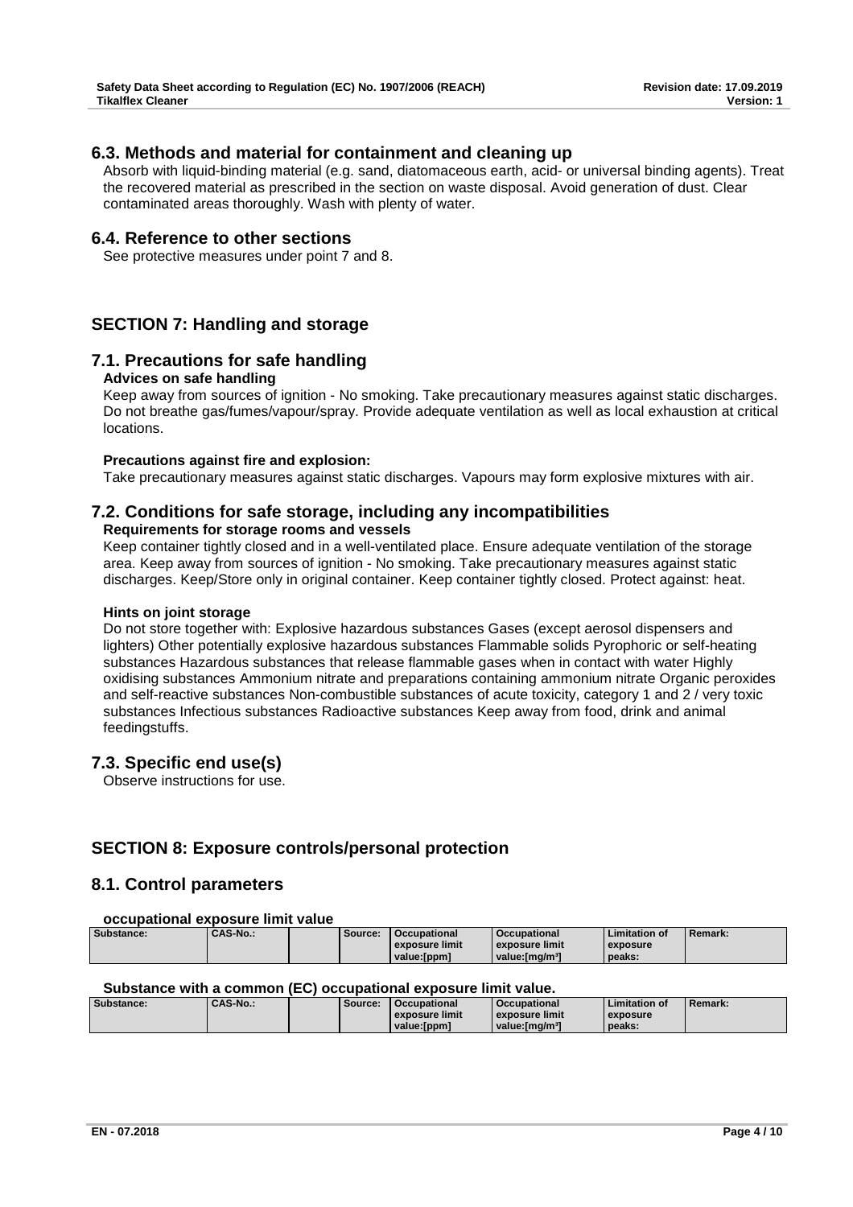## 6.3. Methods and material for containment and cleaning up

Absorb with liquid-binding material (e.g. sand, diatomaceous earth, acid- or universal binding agents). Treat the recovered material as prescribed in the section on waste disposal. Avoid generation of dust. Clear contaminated areas thoroughly. Wash with plenty of water.

## 6.4. Reference to other sections

See protective measures under point 7 and 8.

# SECTION 7: Handling and storage

## 7.1. Precautions for safe handling

**Advices on safe handling**

Keep away from sources of ignition - No smoking. Take precautionary measures against static discharges. Do not breathe gas/fumes/vapour/spray. Provide adequate ventilation as well as local exhaustion at critical locations.

**Precautions against fire and explosion:**

Take precautionary measures against static discharges. Vapours may form explosive mixtures with air.

## 7.2. Conditions for safe storage, including any incompatibilities

**Requirements for storage rooms and vessels**

Keep container tightly closed and in a well-ventilated place. Ensure adequate ventilation of the storage area. Keep away from sources of ignition - No smoking. Take precautionary measures against static discharges. Keep/Store only in original container. Keep container tightly closed. Protect against: heat.

**Hints on joint storage**

Do not store together with: Explosive hazardous substances Gases (except aerosol dispensers and lighters) Other potentially explosive hazardous substances Flammable solids Pyrophoric or self-heating substances Hazardous substances that release flammable gases when in contact with water Highly oxidising substances Ammonium nitrate and preparations containing ammonium nitrate Organic peroxides and self-reactive substances Non-combustible substances of acute toxicity, category 1 and 2 / very toxic substances Infectious substances Radioactive substances Keep away from food, drink and animal feedingstuffs.

## 7.3. Specific end use(s)

Observe instructions for use.

# SECTION 8: Exposure controls/personal protection

## 8.1. Control parameters

**occupational exposure limit value**

| Substance: | CAS-No.: | | Source: | Occupational exposure limit value:[ppm] | Occupational exposure limit value:[mg/m³] | Limitation of exposure peaks: | Remark: |
|---|---|---|---|---|---|---|---|

**Substance with a common (EC) occupational exposure limit value.**

| Substance: | CAS-No.: | | Source: | Occupational exposure limit value:[ppm] | Occupational exposure limit value:[mg/m³] | Limitation of exposure peaks: | Remark: |
|---|---|---|---|---|---|---|---|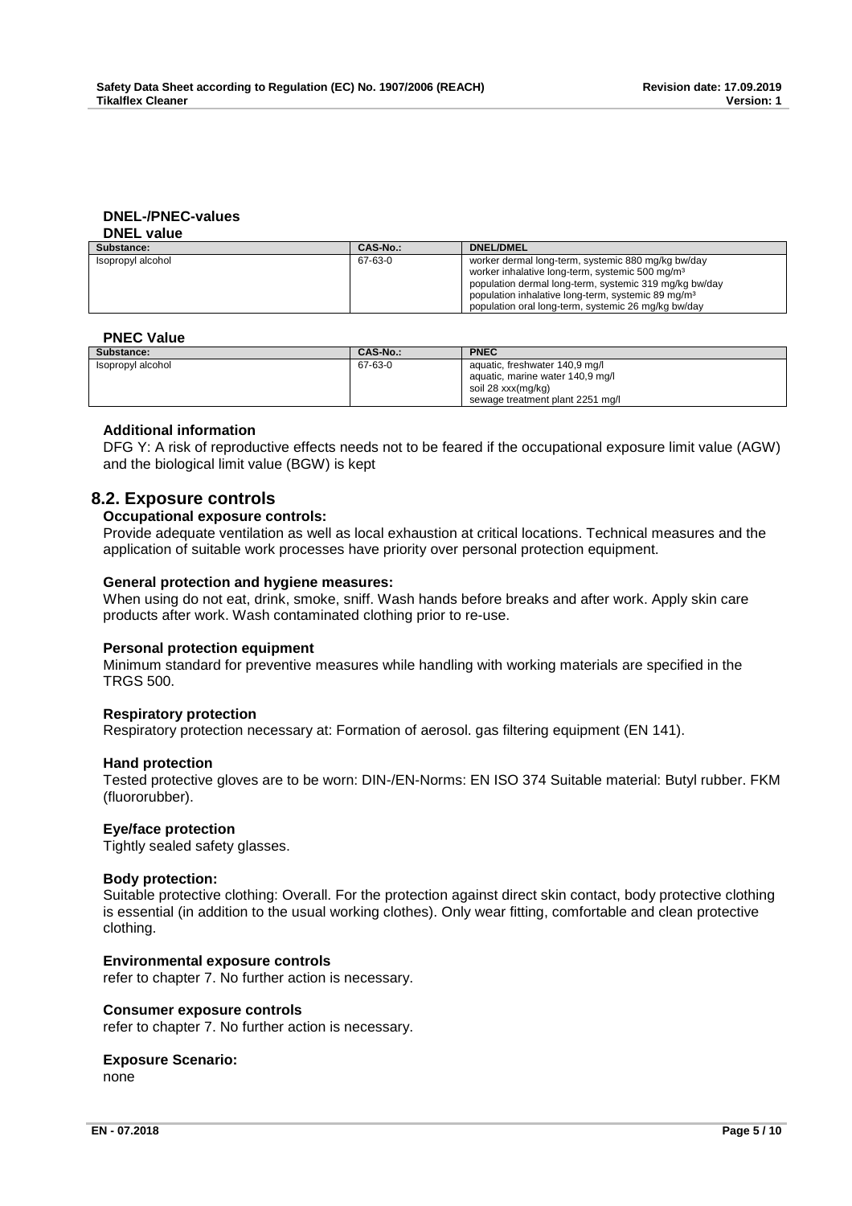### DNEL-/PNEC-values

#### DNEL value

| Substance: | CAS-No.: | DNEL/DMEL |
| --- | --- | --- |
| Isopropyl alcohol | 67-63-0 | worker dermal long-term, systemic 880 mg/kg bw/day<br>worker inhalative long-term, systemic 500 mg/m³<br>population dermal long-term, systemic 319 mg/kg bw/day<br>population inhalative long-term, systemic 89 mg/m³<br>population oral long-term, systemic 26 mg/kg bw/day |

#### PNEC Value

| Substance: | CAS-No.: | PNEC |
| --- | --- | --- |
| Isopropyl alcohol | 67-63-0 | aquatic, freshwater 140,9 mg/l<br>aquatic, marine water 140,9 mg/l<br>soil 28 xxx(mg/kg)<br>sewage treatment plant 2251 mg/l |

#### Additional information

DFG Y: A risk of reproductive effects needs not to be feared if the occupational exposure limit value (AGW) and the biological limit value (BGW) is kept

## 8.2. Exposure controls

#### Occupational exposure controls:

Provide adequate ventilation as well as local exhaustion at critical locations. Technical measures and the application of suitable work processes have priority over personal protection equipment.

#### General protection and hygiene measures:

When using do not eat, drink, smoke, sniff. Wash hands before breaks and after work. Apply skin care products after work. Wash contaminated clothing prior to re-use.

#### Personal protection equipment

Minimum standard for preventive measures while handling with working materials are specified in the TRGS 500.

#### Respiratory protection

Respiratory protection necessary at: Formation of aerosol. gas filtering equipment (EN 141).

#### Hand protection

Tested protective gloves are to be worn: DIN-/EN-Norms: EN ISO 374 Suitable material: Butyl rubber. FKM (fluororubber).

#### Eye/face protection

Tightly sealed safety glasses.

#### Body protection:

Suitable protective clothing: Overall. For the protection against direct skin contact, body protective clothing is essential (in addition to the usual working clothes). Only wear fitting, comfortable and clean protective clothing.

#### Environmental exposure controls

refer to chapter 7. No further action is necessary.

#### Consumer exposure controls

refer to chapter 7. No further action is necessary.

#### Exposure Scenario:

none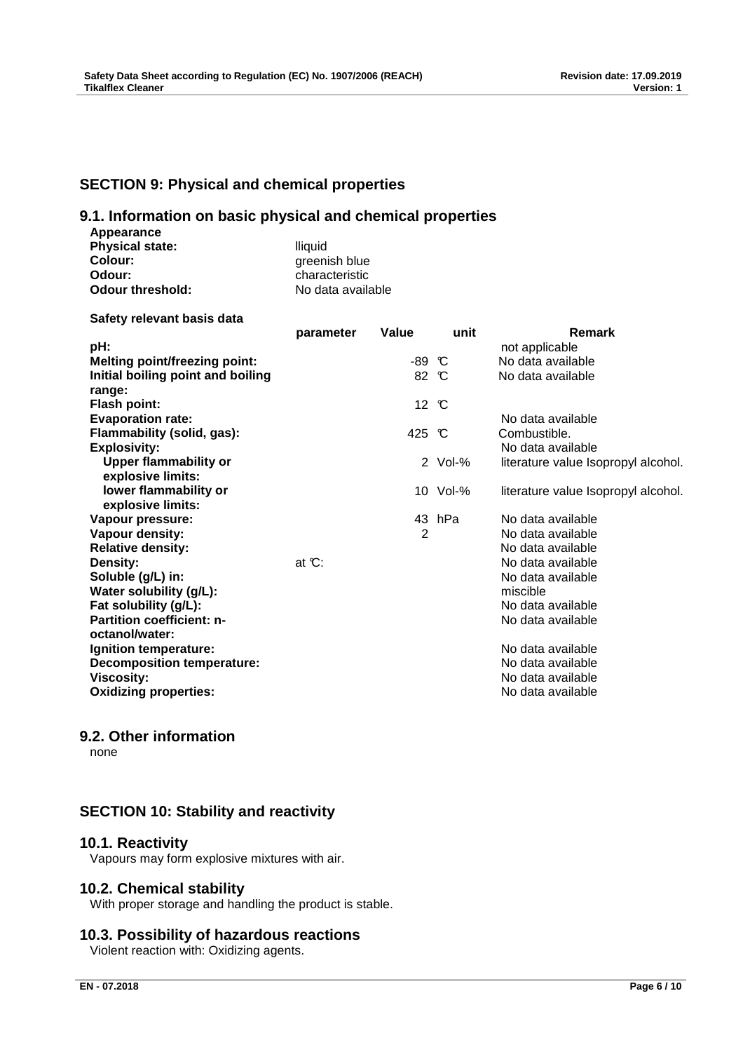## SECTION 9: Physical and chemical properties

### 9.1. Information on basic physical and chemical properties

**Appearance**

| | |
|---|---|
| **Physical state:** | lliquid |
| **Colour:** | greenish blue |
| **Odour:** | characteristic |
| **Odour threshold:** | No data available |

**Safety relevant basis data**

| | parameter | Value | unit | Remark |
|---|---|---|---|---|
| **pH:** | | | | not applicable |
| **Melting point/freezing point:** | | -89 | °C | No data available |
| **Initial boiling point and boiling range:** | | 82 | °C | No data available |
| **Flash point:** | | 12 | °C | |
| **Evaporation rate:** | | | | No data available |
| **Flammability (solid, gas):** | | 425 | °C | Combustible. |
| **Explosivity:** | | | | No data available |
| **Upper flammability or explosive limits:** | | 2 | Vol-% | literature value Isopropyl alcohol. |
| **lower flammability or explosive limits:** | | 10 | Vol-% | literature value Isopropyl alcohol. |
| **Vapour pressure:** | | 43 | hPa | No data available |
| **Vapour density:** | | 2 | | No data available |
| **Relative density:** | | | | No data available |
| **Density:** | at °C: | | | No data available |
| **Soluble (g/L) in:** | | | | No data available |
| **Water solubility (g/L):** | | | | miscible |
| **Fat solubility (g/L):** | | | | No data available |
| **Partition coefficient: n-octanol/water:** | | | | No data available |
| **Ignition temperature:** | | | | No data available |
| **Decomposition temperature:** | | | | No data available |
| **Viscosity:** | | | | No data available |
| **Oxidizing properties:** | | | | No data available |

### 9.2. Other information

none

## SECTION 10: Stability and reactivity

### 10.1. Reactivity

Vapours may form explosive mixtures with air.

### 10.2. Chemical stability

With proper storage and handling the product is stable.

### 10.3. Possibility of hazardous reactions

Violent reaction with: Oxidizing agents.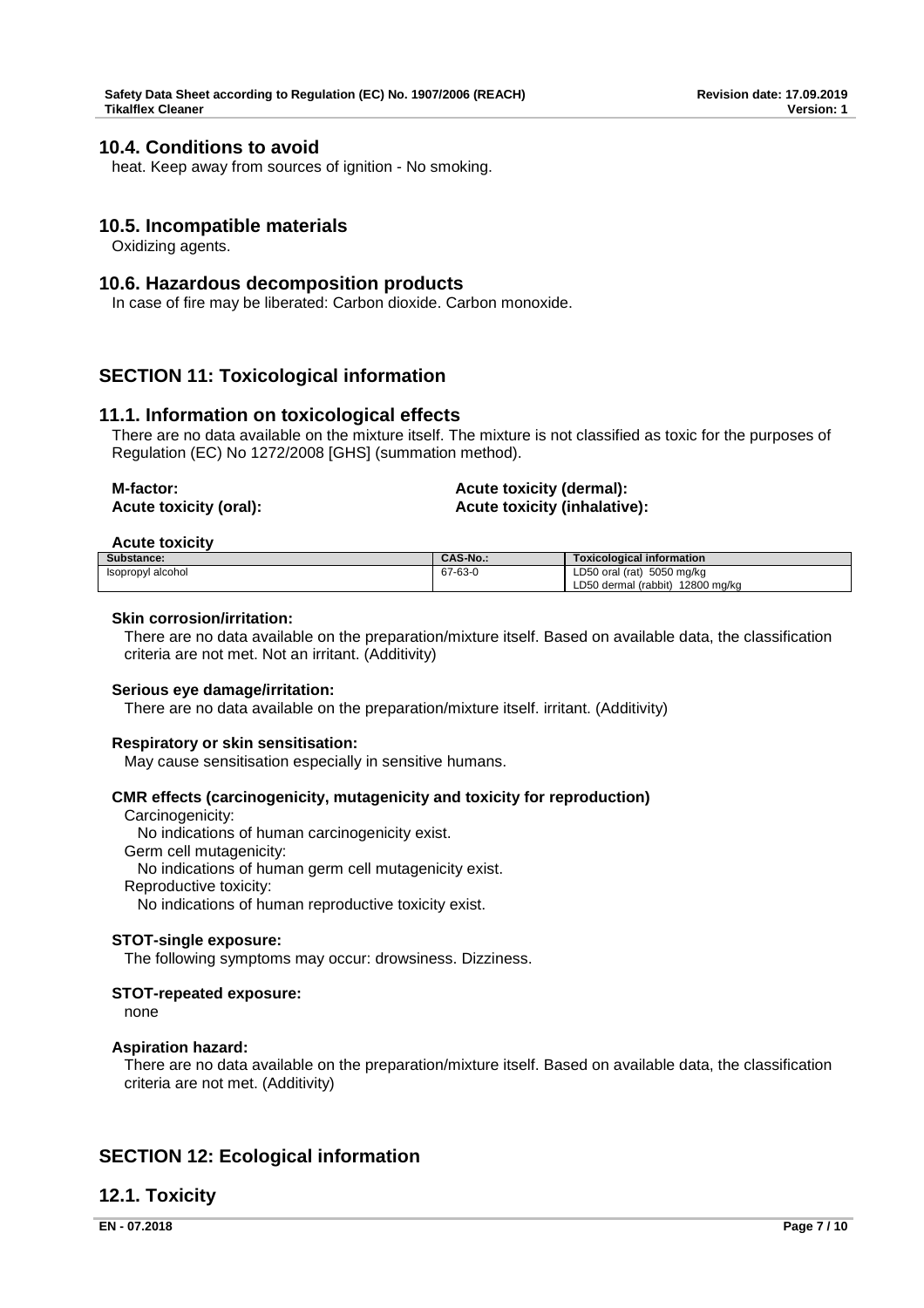## 10.4. Conditions to avoid

heat. Keep away from sources of ignition - No smoking.

## 10.5. Incompatible materials

Oxidizing agents.

## 10.6. Hazardous decomposition products

In case of fire may be liberated: Carbon dioxide. Carbon monoxide.

# SECTION 11: Toxicological information

## 11.1. Information on toxicological effects

There are no data available on the mixture itself. The mixture is not classified as toxic for the purposes of Regulation (EC) No 1272/2008 [GHS] (summation method).

**M-factor:**

**Acute toxicity (oral):**

**Acute toxicity (dermal):**

**Acute toxicity (inhalative):**

**Acute toxicity**

| Substance: | CAS-No.: | Toxicological information |
|---|---|---|
| Isopropyl alcohol | 67-63-0 | LD50 oral (rat) 5050 mg/kg<br>LD50 dermal (rabbit) 12800 mg/kg |

**Skin corrosion/irritation:**

There are no data available on the preparation/mixture itself. Based on available data, the classification criteria are not met. Not an irritant. (Additivity)

**Serious eye damage/irritation:**

There are no data available on the preparation/mixture itself. irritant. (Additivity)

**Respiratory or skin sensitisation:**

May cause sensitisation especially in sensitive humans.

**CMR effects (carcinogenicity, mutagenicity and toxicity for reproduction)**

Carcinogenicity:

No indications of human carcinogenicity exist.

Germ cell mutagenicity:

No indications of human germ cell mutagenicity exist.

Reproductive toxicity:

No indications of human reproductive toxicity exist.

**STOT-single exposure:**

The following symptoms may occur: drowsiness. Dizziness.

**STOT-repeated exposure:**

none

**Aspiration hazard:**

There are no data available on the preparation/mixture itself. Based on available data, the classification criteria are not met. (Additivity)

# SECTION 12: Ecological information

## 12.1. Toxicity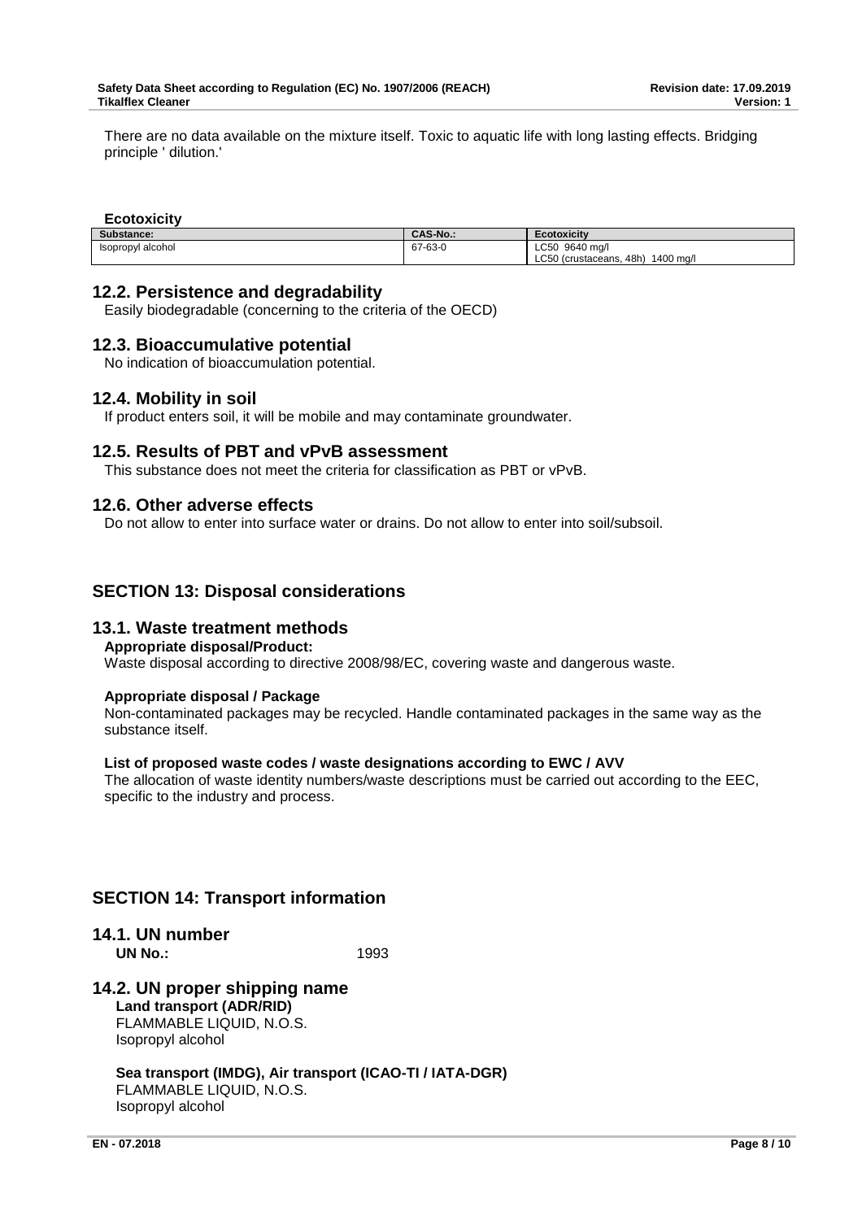There are no data available on the mixture itself. Toxic to aquatic life with long lasting effects. Bridging principle ' dilution.'

**Ecotoxicity**

| Substance: | CAS-No.: | Ecotoxicity |
|---|---|---|
| Isopropyl alcohol | 67-63-0 | LC50 9640 mg/l<br>LC50 (crustaceans, 48h) 1400 mg/l |

## 12.2. Persistence and degradability

Easily biodegradable (concerning to the criteria of the OECD)

## 12.3. Bioaccumulative potential

No indication of bioaccumulation potential.

## 12.4. Mobility in soil

If product enters soil, it will be mobile and may contaminate groundwater.

## 12.5. Results of PBT and vPvB assessment

This substance does not meet the criteria for classification as PBT or vPvB.

## 12.6. Other adverse effects

Do not allow to enter into surface water or drains. Do not allow to enter into soil/subsoil.

# SECTION 13: Disposal considerations

## 13.1. Waste treatment methods

**Appropriate disposal/Product:**

Waste disposal according to directive 2008/98/EC, covering waste and dangerous waste.

**Appropriate disposal / Package**

Non-contaminated packages may be recycled. Handle contaminated packages in the same way as the substance itself.

**List of proposed waste codes / waste designations according to EWC / AVV**

The allocation of waste identity numbers/waste descriptions must be carried out according to the EEC, specific to the industry and process.

# SECTION 14: Transport information

## 14.1. UN number

**UN No.:** 1993

## 14.2. UN proper shipping name

**Land transport (ADR/RID)**

FLAMMABLE LIQUID, N.O.S.
Isopropyl alcohol

**Sea transport (IMDG), Air transport (ICAO-TI / IATA-DGR)**

FLAMMABLE LIQUID, N.O.S.
Isopropyl alcohol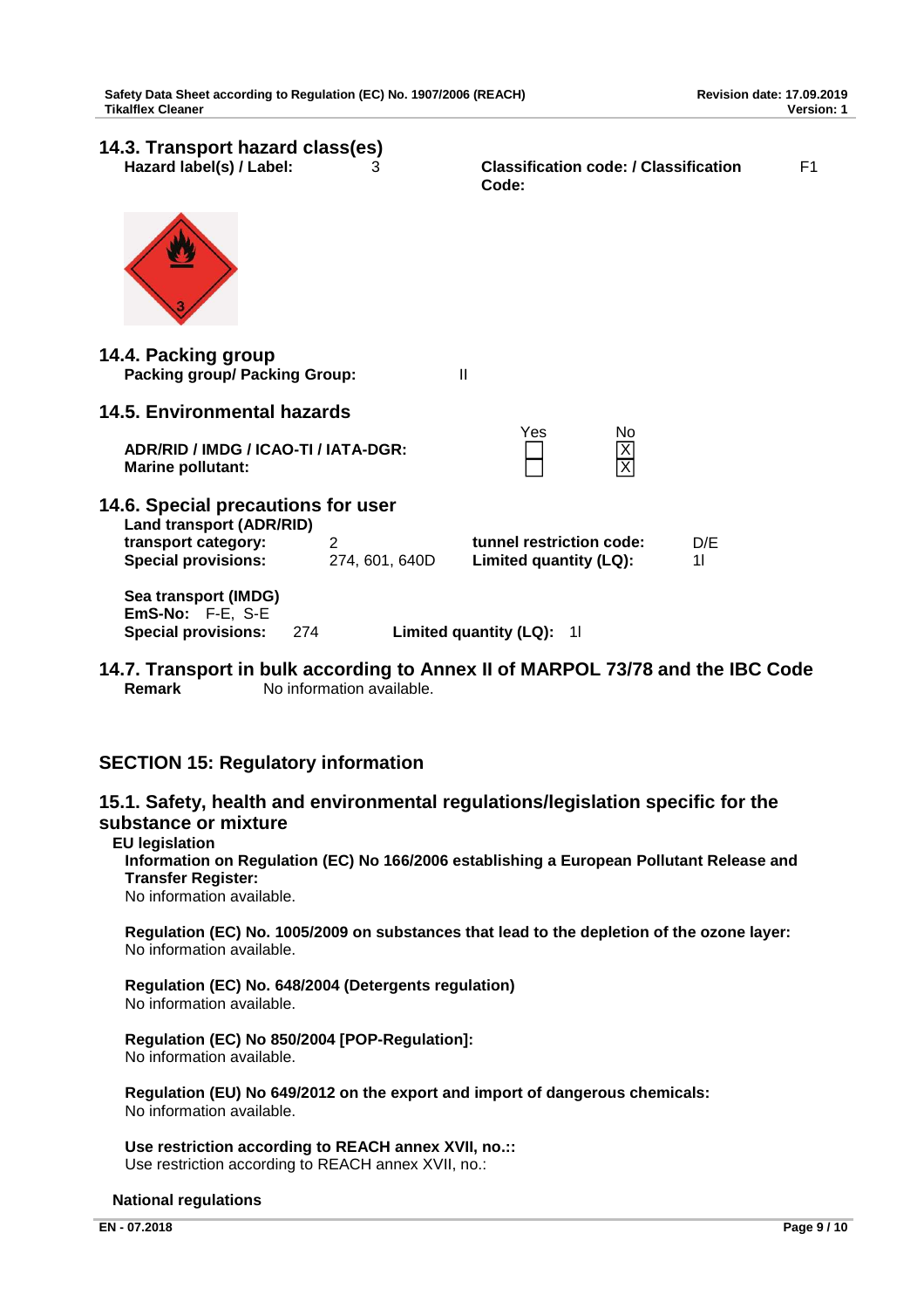## 14.3. Transport hazard class(es)

**Hazard label(s) / Label:** 3

**Classification code: / Classification Code:** F1

## 14.4. Packing group

**Packing group/ Packing Group:** II

## 14.5. Environmental hazards

| | Yes | No |
|---|---|---|
| **ADR/RID / IMDG / ICAO-TI / IATA-DGR:** | ☐ | ☒ |
| **Marine pollutant:** | ☐ | ☒ |

## 14.6. Special precautions for user

**Land transport (ADR/RID)**

**transport category:** 2 **tunnel restriction code:** D/E

**Special provisions:** 274, 601, 640D **Limited quantity (LQ):** 1l

**Sea transport (IMDG)**

**EmS-No:** F-E, S-E

**Special provisions:** 274 **Limited quantity (LQ):** 1l

## 14.7. Transport in bulk according to Annex II of MARPOL 73/78 and the IBC Code

**Remark** No information available.

# SECTION 15: Regulatory information

## 15.1. Safety, health and environmental regulations/legislation specific for the substance or mixture

**EU legislation**

**Information on Regulation (EC) No 166/2006 establishing a European Pollutant Release and Transfer Register:**
No information available.

**Regulation (EC) No. 1005/2009 on substances that lead to the depletion of the ozone layer:**
No information available.

**Regulation (EC) No. 648/2004 (Detergents regulation)**
No information available.

**Regulation (EC) No 850/2004 [POP-Regulation]:**
No information available.

**Regulation (EU) No 649/2012 on the export and import of dangerous chemicals:**
No information available.

**Use restriction according to REACH annex XVII, no.::**
Use restriction according to REACH annex XVII, no.:

**National regulations**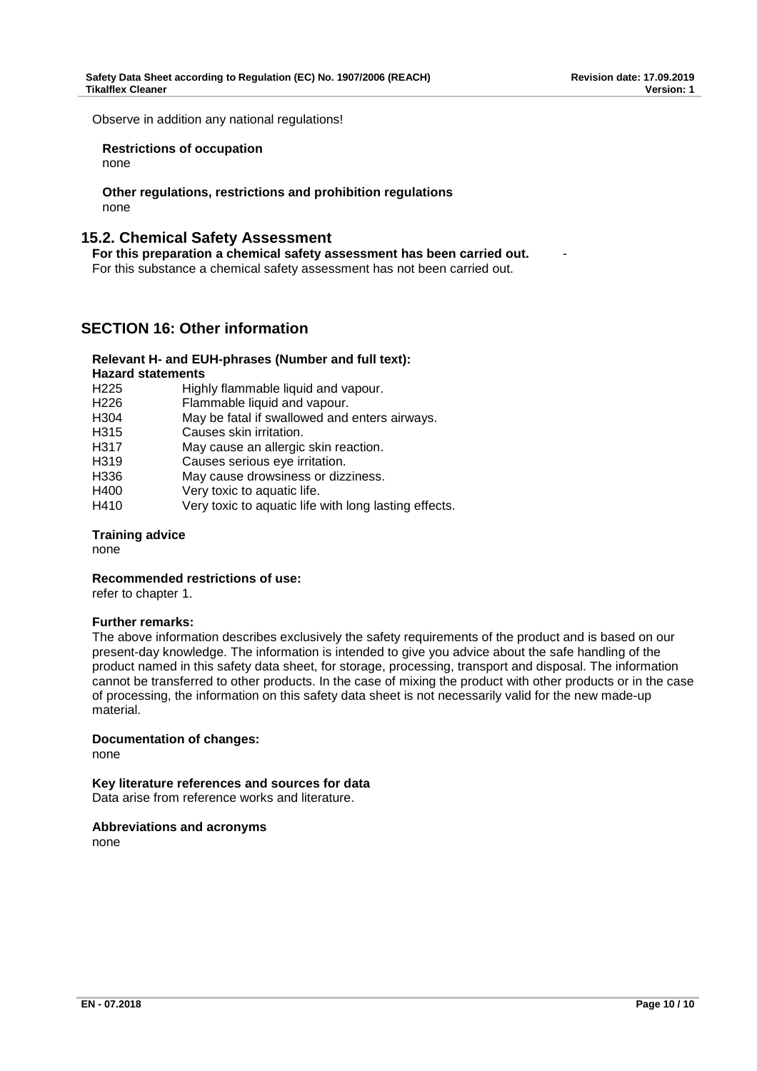Observe in addition any national regulations!

**Restrictions of occupation**
none

**Other regulations, restrictions and prohibition regulations**
none

## 15.2. Chemical Safety Assessment

**For this preparation a chemical safety assessment has been carried out.** -
For this substance a chemical safety assessment has not been carried out.

# SECTION 16: Other information

**Relevant H- and EUH-phrases (Number and full text):**
**Hazard statements**

| | |
|---|---|
| H225 | Highly flammable liquid and vapour. |
| H226 | Flammable liquid and vapour. |
| H304 | May be fatal if swallowed and enters airways. |
| H315 | Causes skin irritation. |
| H317 | May cause an allergic skin reaction. |
| H319 | Causes serious eye irritation. |
| H336 | May cause drowsiness or dizziness. |
| H400 | Very toxic to aquatic life. |
| H410 | Very toxic to aquatic life with long lasting effects. |

**Training advice**
none

**Recommended restrictions of use:**
refer to chapter 1.

**Further remarks:**
The above information describes exclusively the safety requirements of the product and is based on our present-day knowledge. The information is intended to give you advice about the safe handling of the product named in this safety data sheet, for storage, processing, transport and disposal. The information cannot be transferred to other products. In the case of mixing the product with other products or in the case of processing, the information on this safety data sheet is not necessarily valid for the new made-up material.

**Documentation of changes:**
none

**Key literature references and sources for data**
Data arise from reference works and literature.

**Abbreviations and acronyms**
none